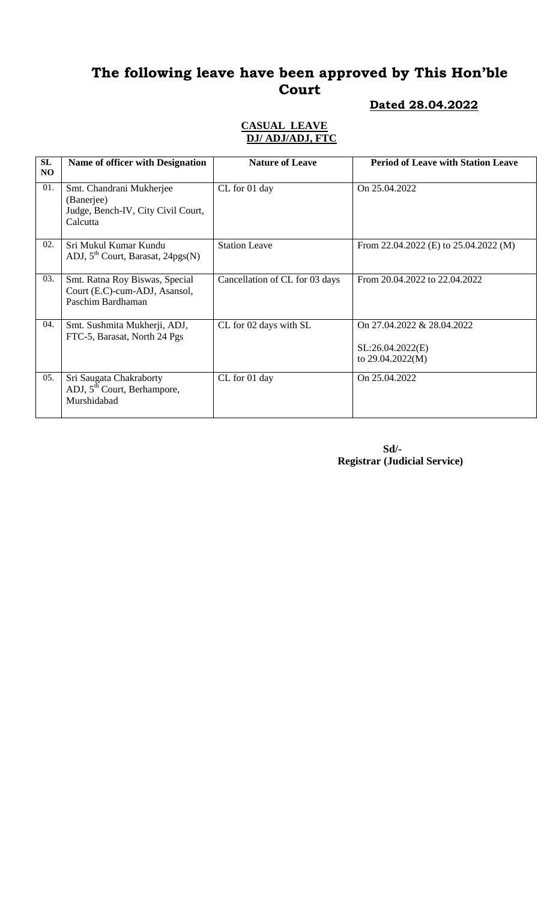# The following leave have been approved by This Hon'ble Court

**Dated 28.04.2022**

**CASUAL LEAVE**
**DJ/ ADJ/ADJ, FTC**

| SL NO | Name of officer with Designation | Nature of Leave | Period of Leave with Station Leave |
|---|---|---|---|
| 01. | Smt. Chandrani Mukherjee (Banerjee) Judge, Bench-IV, City Civil Court, Calcutta | CL for 01 day | On 25.04.2022 |
| 02. | Sri Mukul Kumar Kundu ADJ, 5th Court, Barasat, 24pgs(N) | Station Leave | From 22.04.2022 (E) to 25.04.2022 (M) |
| 03. | Smt. Ratna Roy Biswas, Special Court (E.C)-cum-ADJ, Asansol, Paschim Bardhaman | Cancellation of CL for 03 days | From 20.04.2022 to 22.04.2022 |
| 04. | Smt. Sushmita Mukherji, ADJ, FTC-5, Barasat, North 24 Pgs | CL for 02 days with SL | On 27.04.2022 & 28.04.2022<br><br>SL:26.04.2022(E) to 29.04.2022(M) |
| 05. | Sri Saugata Chakraborty ADJ, 5th Court, Berhampore, Murshidabad | CL for 01 day | On 25.04.2022 |

**Sd/-**
**Registrar (Judicial Service)**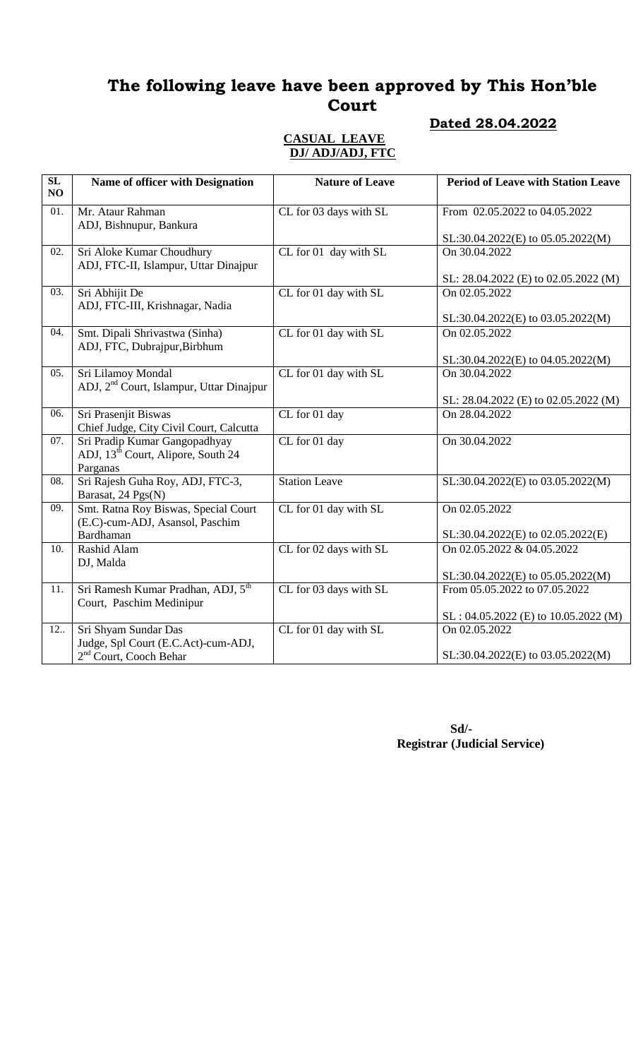# The following leave have been approved by This Hon'ble Court

**Dated 28.04.2022**

**CASUAL LEAVE**
**DJ/ ADJ/ADJ, FTC**

| SL NO | Name of officer with Designation | Nature of Leave | Period of Leave with Station Leave |
|---|---|---|---|
| 01. | Mr. Ataur Rahman<br>ADJ, Bishnupur, Bankura | CL for 03 days with SL | From 02.05.2022 to 04.05.2022<br><br>SL:30.04.2022(E) to 05.05.2022(M) |
| 02. | Sri Aloke Kumar Choudhury<br>ADJ, FTC-II, Islampur, Uttar Dinajpur | CL for 01 day with SL | On 30.04.2022<br><br>SL: 28.04.2022 (E) to 02.05.2022 (M) |
| 03. | Sri Abhijit De<br>ADJ, FTC-III, Krishnagar, Nadia | CL for 01 day with SL | On 02.05.2022<br><br>SL:30.04.2022(E) to 03.05.2022(M) |
| 04. | Smt. Dipali Shrivastwa (Sinha)<br>ADJ, FTC, Dubrajpur,Birbhum | CL for 01 day with SL | On 02.05.2022<br><br>SL:30.04.2022(E) to 04.05.2022(M) |
| 05. | Sri Lilamoy Mondal<br>ADJ, 2nd Court, Islampur, Uttar Dinajpur | CL for 01 day with SL | On 30.04.2022<br><br>SL: 28.04.2022 (E) to 02.05.2022 (M) |
| 06. | Sri Prasenjit Biswas<br>Chief Judge, City Civil Court, Calcutta | CL for 01 day | On 28.04.2022 |
| 07. | Sri Pradip Kumar Gangopadhyay<br>ADJ, 13th Court, Alipore, South 24 Parganas | CL for 01 day | On 30.04.2022 |
| 08. | Sri Rajesh Guha Roy, ADJ, FTC-3, Barasat, 24 Pgs(N) | Station Leave | SL:30.04.2022(E) to 03.05.2022(M) |
| 09. | Smt. Ratna Roy Biswas, Special Court (E.C)-cum-ADJ, Asansol, Paschim Bardhaman | CL for 01 day with SL | On 02.05.2022<br><br>SL:30.04.2022(E) to 02.05.2022(E) |
| 10. | Rashid Alam<br>DJ, Malda | CL for 02 days with SL | On 02.05.2022 & 04.05.2022<br><br>SL:30.04.2022(E) to 05.05.2022(M) |
| 11. | Sri Ramesh Kumar Pradhan, ADJ, 5th Court, Paschim Medinipur | CL for 03 days with SL | From 05.05.2022 to 07.05.2022<br><br>SL : 04.05.2022 (E) to 10.05.2022 (M) |
| 12.. | Sri Shyam Sundar Das<br>Judge, Spl Court (E.C.Act)-cum-ADJ, 2nd Court, Cooch Behar | CL for 01 day with SL | On 02.05.2022<br><br>SL:30.04.2022(E) to 03.05.2022(M) |

**Sd/-**
**Registrar (Judicial Service)**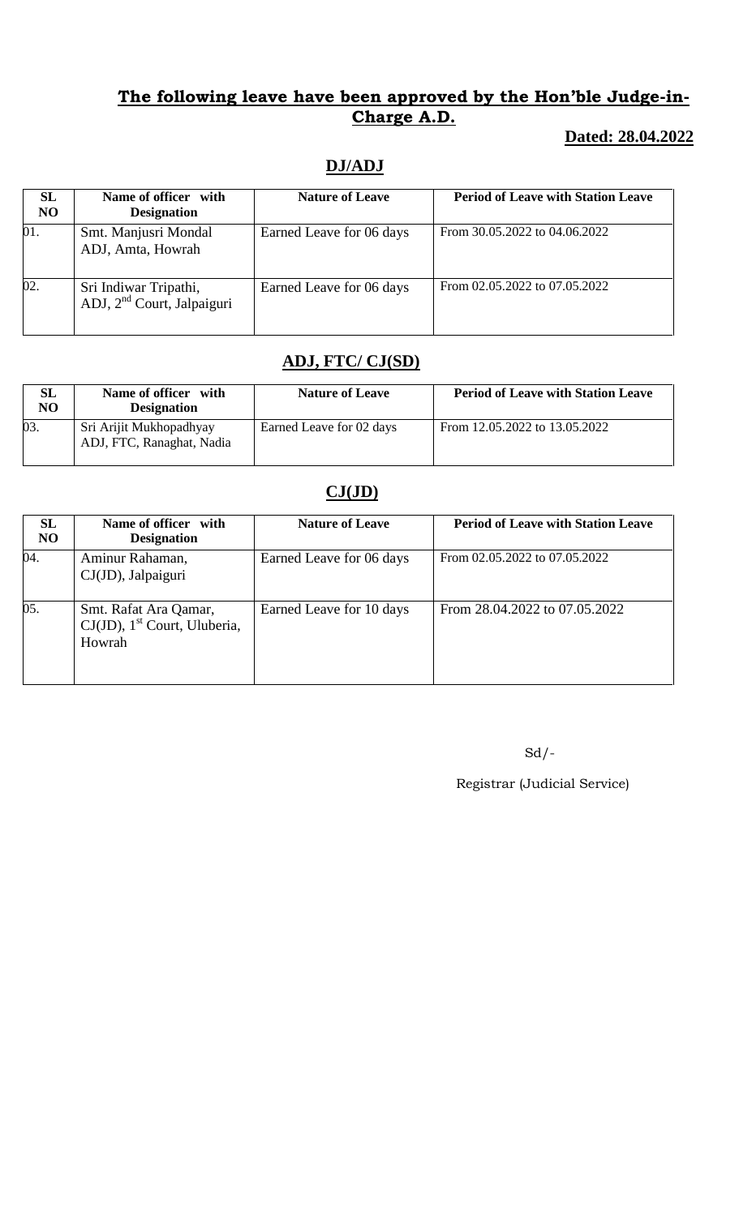## The following leave have been approved by the Hon'ble Judge-in-Charge A.D.

**Dated: 28.04.2022**

### DJ/ADJ

| SL NO | Name of officer with Designation | Nature of Leave | Period of Leave with Station Leave |
|---|---|---|---|
| 01. | Smt. Manjusri Mondal ADJ, Amta, Howrah | Earned Leave for 06 days | From 30.05.2022 to 04.06.2022 |
| 02. | Sri Indiwar Tripathi, ADJ, 2nd Court, Jalpaiguri | Earned Leave for 06 days | From 02.05.2022 to 07.05.2022 |

### ADJ, FTC/ CJ(SD)

| SL NO | Name of officer with Designation | Nature of Leave | Period of Leave with Station Leave |
|---|---|---|---|
| 03. | Sri Arijit Mukhopadhyay ADJ, FTC, Ranaghat, Nadia | Earned Leave for 02 days | From 12.05.2022 to 13.05.2022 |

### CJ(JD)

| SL NO | Name of officer with Designation | Nature of Leave | Period of Leave with Station Leave |
|---|---|---|---|
| 04. | Aminur Rahaman, CJ(JD), Jalpaiguri | Earned Leave for 06 days | From 02.05.2022 to 07.05.2022 |
| 05. | Smt. Rafat Ara Qamar, CJ(JD), 1st Court, Uluberia, Howrah | Earned Leave for 10 days | From 28.04.2022 to 07.05.2022 |

Sd/-

Registrar (Judicial Service)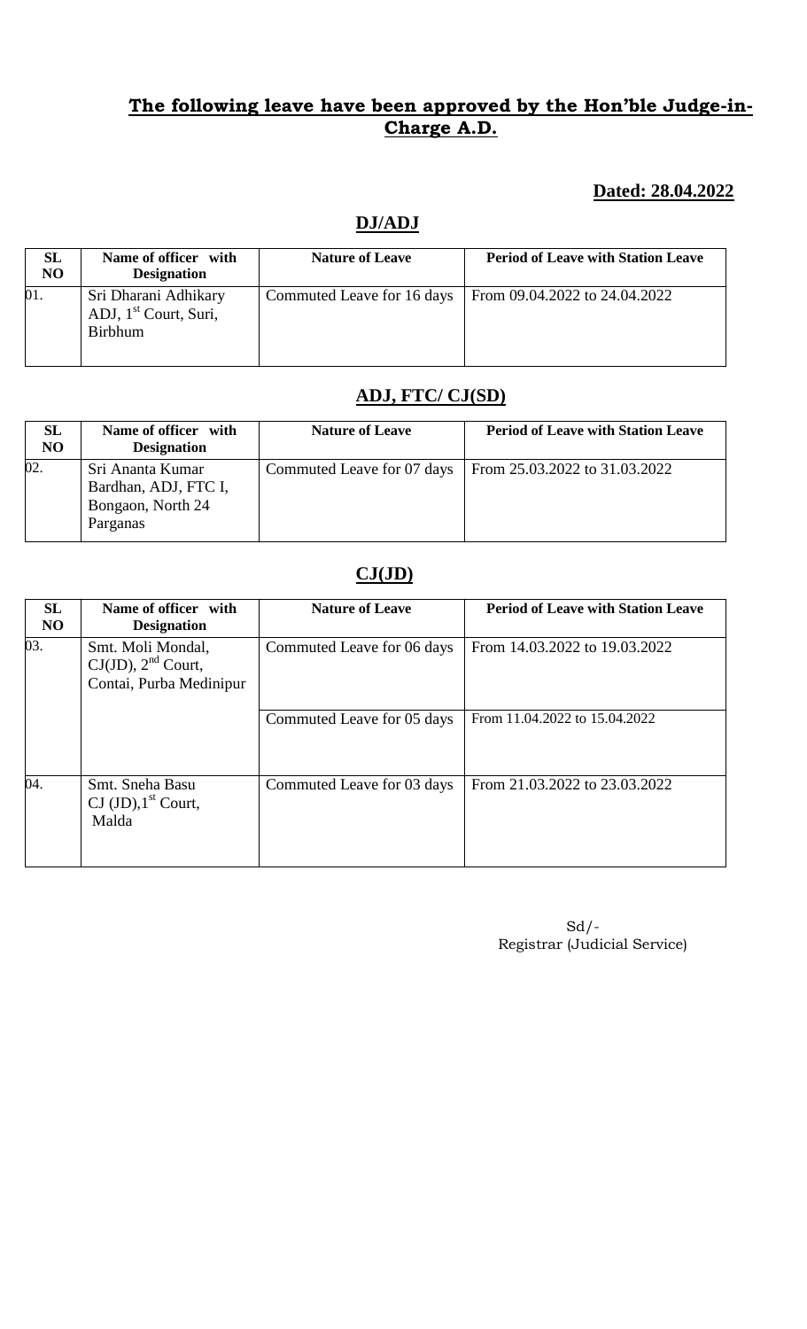## **The following leave have been approved by the Hon'ble Judge-in-Charge A.D.**

**Dated: 28.04.2022**

### **DJ/ADJ**

| SL NO | Name of officer with Designation | Nature of Leave | Period of Leave with Station Leave |
|---|---|---|---|
| 01. | Sri Dharani Adhikary ADJ, 1st Court, Suri, Birbhum | Commuted Leave for 16 days | From 09.04.2022 to 24.04.2022 |

### **ADJ, FTC/ CJ(SD)**

| SL NO | Name of officer with Designation | Nature of Leave | Period of Leave with Station Leave |
|---|---|---|---|
| 02. | Sri Ananta Kumar Bardhan, ADJ, FTC I, Bongaon, North 24 Parganas | Commuted Leave for 07 days | From 25.03.2022 to 31.03.2022 |

### **CJ(JD)**

| SL NO | Name of officer with Designation | Nature of Leave | Period of Leave with Station Leave |
|---|---|---|---|
| 03. | Smt. Moli Mondal, CJ(JD), 2nd Court, Contai, Purba Medinipur | Commuted Leave for 06 days | From 14.03.2022 to 19.03.2022 |
| | | Commuted Leave for 05 days | From 11.04.2022 to 15.04.2022 |
| 04. | Smt. Sneha Basu CJ (JD),1st Court, Malda | Commuted Leave for 03 days | From 21.03.2022 to 23.03.2022 |

Sd/-
Registrar (Judicial Service)